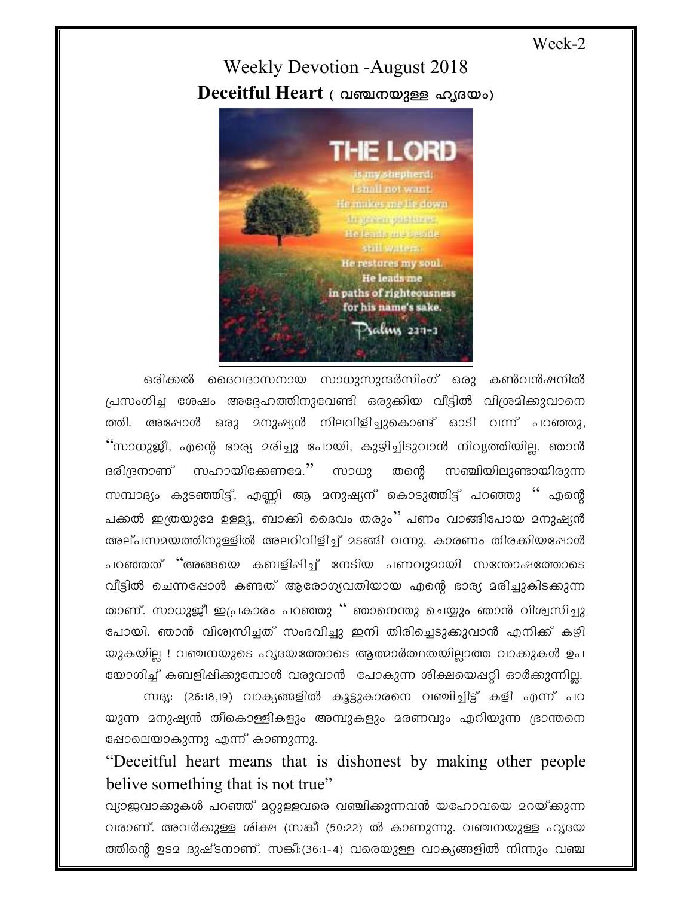Week-2

# Weekly Devotion -August 2018

## Deceitful Heart ( വഞ്ചനയുള്ള ഹൃദയം)

ഒരിക്കൽ ദൈവദാസനായ സാധുസുന്ദർസിംഗ് ഒരു കൺവൻഷനിൽ പ്രസംഗിച്ച ശേഷം അദ്ദേഹത്തിനുവേണ്ടി ഒരുക്കിയ വീട്ടിൽ വിശ്രമിക്കുവാനെത്തി. അപ്പോൾ ഒരു മനുഷ്യൻ നിലവിളിച്ചുകൊണ്ട് ഓടി വന്ന് പറഞ്ഞു, "സാധുജീ, എന്റെ ഭാര്യ മരിച്ചു പോയി, കുഴിച്ചിടുവാൻ നിവൃത്തിയില്ല. ഞാൻ ദരിദ്രനാണ് സഹായിക്കേണമേ." സാധു തന്റെ സഞ്ചിയിലുണ്ടായിരുന്ന സമ്പാദ്യം കുടഞ്ഞിട്ട്, എണ്ണി ആ മനുഷ്യന് കൊടുത്തിട്ട് പറഞ്ഞു " എന്റെ പക്കൽ ഇത്രയുമേ ഉള്ളൂ, ബാക്കി ദൈവം തരും" പണം വാങ്ങിപോയ മനുഷ്യൻ അല്പസമയത്തിനുള്ളിൽ അലറിവിളിച്ച് മടങ്ങി വന്നു. കാരണം തിരക്കിയപ്പോൾ പറഞ്ഞത് "അങ്ങയെ കബളിപ്പിച്ച് നേടിയ പണവുമായി സന്തോഷത്തോടെ വീട്ടിൽ ചെന്നപ്പോൾ കണ്ടത് ആരോഗ്യവതിയായ എന്റെ ഭാര്യ മരിച്ചുകിടക്കുന്നതാണ്. സാധുജീ ഇപ്രകാരം പറഞ്ഞു " ഞാനെന്തു ചെയ്യും ഞാൻ വിശ്വസിച്ചു പോയി. ഞാൻ വിശ്വസിച്ചത് സംഭവിച്ചു ഇനി തിരിച്ചെടുക്കുവാൻ എനിക്ക് കഴിയുകയില്ല ! വഞ്ചനയുടെ ഹൃദയത്തോടെ ആത്മാർത്ഥതയില്ലാത്ത വാക്കുകൾ ഉപയോഗിച്ച് കബളിപ്പിക്കുമ്പോൾ വരുവാൻ പോകുന്ന ശിക്ഷയെപ്പറ്റി ഓർക്കുന്നില്ല.

സദൃ: (26:18,19) വാക്യങ്ങളിൽ കൂട്ടുകാരനെ വഞ്ചിച്ചിട്ട് കളി എന്ന് പറയുന്ന മനുഷ്യൻ തീകൊള്ളികളും അമ്പുകളും മരണവും എറിയുന്ന ഭ്രാന്തനെപ്പോലെയാകുന്നു എന്ന് കാണുന്നു.

"Deceitful heart means that is dishonest by making other people belive something that is not true"

വ്യാജവാക്കുകൾ പറഞ്ഞ് മറ്റുള്ളവരെ വഞ്ചിക്കുന്നവൻ യഹോവയെ മറയ്ക്കുന്നവരാണ്. അവർക്കുള്ള ശിക്ഷ (സങ്കീ (50:22) ൽ കാണുന്നു. വഞ്ചനയുള്ള ഹൃദയത്തിന്റെ ഉടമ ദുഷ്ടനാണ്. സങ്കീ:(36:1-4) വരെയുള്ള വാക്യങ്ങളിൽ നിന്നും വഞ്ച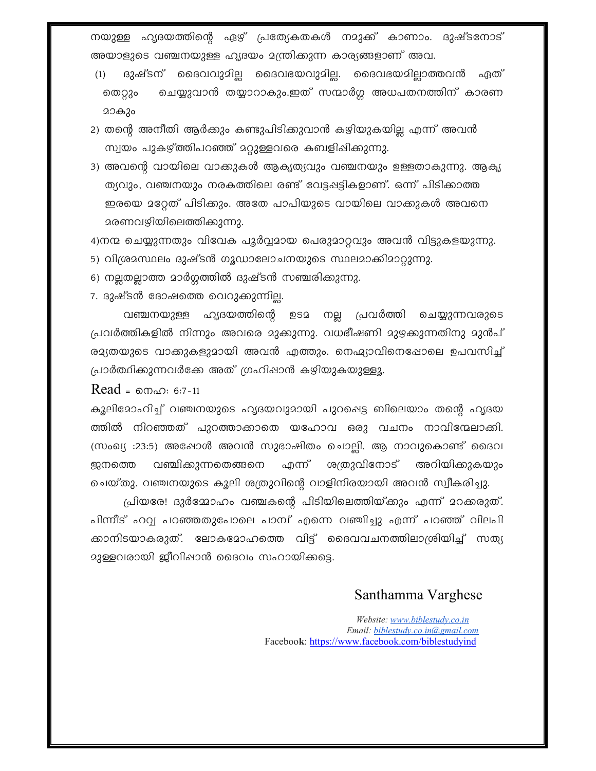നയുള്ള ഹൃദയത്തിന്റെ ഏഴ് പ്രത്യേകതകൾ നമുക്ക് കാണാം. ദുഷ്ടനോട് അയാളുടെ വഞ്ചനയുള്ള ഹൃദയം മന്ത്രിക്കുന്ന കാര്യങ്ങളാണ് അവ.

(1) ദുഷ്ടന് ദൈവവുമില്ല ദൈവഭയവുമില്ല. ദൈവഭയമില്ലാത്തവൻ ഏത് തെറ്റും ചെയ്യുവാൻ തയ്യാറാകും.ഇത് സന്മാർഗ്ഗ അധപതനത്തിന് കാരണമാകും

2) തന്റെ അനീതി ആർക്കും കണ്ടുപിടിക്കുവാൻ കഴിയുകയില്ല എന്ന് അവൻ സ്വയം പുകഴ്ത്തിപറഞ്ഞ് മറ്റുള്ളവരെ കബളിപ്പിക്കുന്നു.

3) അവന്റെ വായിലെ വാക്കുകൾ ആകൃത്യവും വഞ്ചനയും ഉള്ളതാകുന്നു. ആകൃത്യവും, വഞ്ചനയും നരകത്തിലെ രണ്ട് വേട്ടപ്പട്ടികളാണ്. ഒന്ന് പിടിക്കാത്ത ഇരയെ മറ്റേത് പിടിക്കും. അതേ പാപിയുടെ വായിലെ വാക്കുകൾ അവനെ മരണവഴിയിലെത്തിക്കുന്നു.

4)നന്മ ചെയ്യുന്നതും വിവേക പൂർവ്വമായ പെരുമാറ്റവും അവൻ വിട്ടുകളയുന്നു.

5) വിശ്രമസ്ഥലം ദുഷ്ടൻ ഗൂഡാലോചനയുടെ സ്ഥലമാക്കിമാറ്റുന്നു.

6) നല്ലതല്ലാത്ത മാർഗ്ഗത്തിൽ ദുഷ്ടൻ സഞ്ചരിക്കുന്നു.

7. ദുഷ്ടൻ ദോഷത്തെ വെറുക്കുന്നില്ല.

വഞ്ചനയുള്ള ഹൃദയത്തിന്റെ ഉടമ നല്ല പ്രവർത്തി ചെയ്യുന്നവരുടെ പ്രവർത്തികളിൽ നിന്നും അവരെ മുക്കുന്നു. വധഭീഷണി മുഴക്കുന്നതിനു മുൻപ് രമ്യതയുടെ വാക്കുകളുമായി അവൻ എത്തും. നെഹ്യാവിനെപ്പോലെ ഉപവസിച്ച് പ്രാർത്ഥിക്കുന്നവർക്കേ അത് ഗ്രഹിപ്പാൻ കഴിയുകയുള്ളൂ.

Read = നെഹ: 6:7-11

കൂലിമോഹിച്ച് വഞ്ചനയുടെ ഹൃദയവുമായി പുറപ്പെട്ട ബിലെയാം തന്റെ ഹൃദയത്തിൽ നിറഞ്ഞത് പുറത്താക്കാതെ യഹോവ ഒരു വചനം നാവിന്മേലാക്കി. (സംഖ്യ :23:5) അപ്പോൾ അവൻ സുഭാഷിതം ചൊല്ലി. ആ നാവുകൊണ്ട് ദൈവജനത്തെ വഞ്ചിക്കുന്നതെങ്ങനെ എന്ന് ശത്രുവിനോട് അറിയിക്കുകയും ചെയ്തു. വഞ്ചനയുടെ കൂലി ശത്രുവിന്റെ വാളിനിരയായി അവൻ സ്വീകരിച്ചു.

പ്രിയരേ! ദുർമ്മോഹം വഞ്ചകന്റെ പിടിയിലെത്തിയ്ക്കും എന്ന് മറക്കരുത്. പിന്നീട് ഹവ്വ പറഞ്ഞതുപോലെ പാമ്പ് എന്നെ വഞ്ചിച്ചു എന്ന് പറഞ്ഞ് വിലപിക്കാനിടയാകരുത്. ലോകമോഹത്തെ വിട്ട് ദൈവവചനത്തിലാശ്രിയിച്ച് സത്യമുള്ളവരായി ജീവിപ്പാൻ ദൈവം സഹായിക്കട്ടെ.

Santhamma Varghese

*Website: www.biblestudy.co.in*
*Email: biblestudy.co.in@gmail.com*
Facebook: https://www.facebook.com/biblestudyind